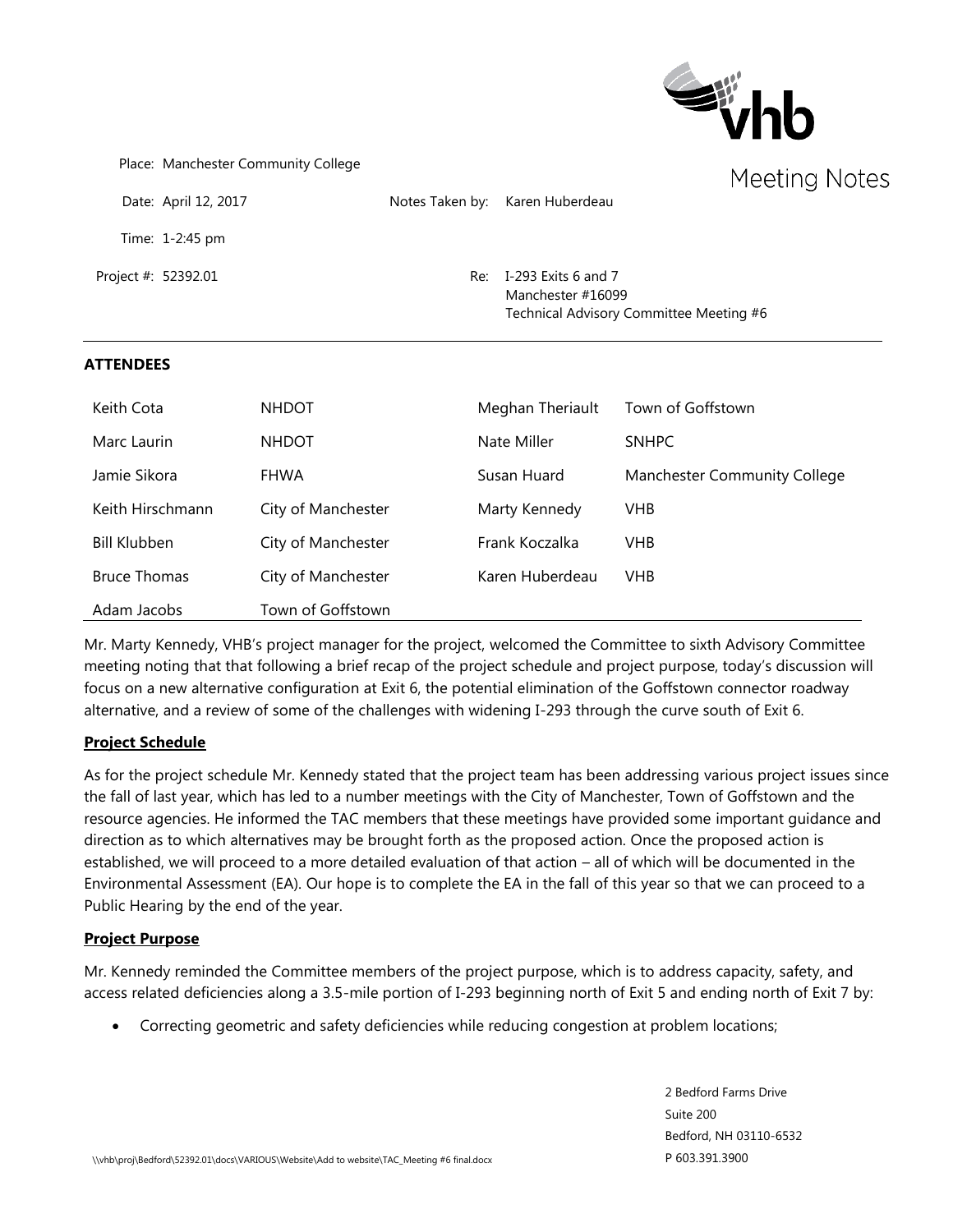# Meeting Notes

Place: Manchester Community College

Date: April 12, 2017

Notes Taken by: Karen Huberdeau

Time: 1-2:45 pm

Project #: 52392.01

Re: I-293 Exits 6 and 7
Manchester #16099
Technical Advisory Committee Meeting #6

## ATTENDEES

| | | | |
|---|---|---|---|
| Keith Cota | NHDOT | Meghan Theriault | Town of Goffstown |
| Marc Laurin | NHDOT | Nate Miller | SNHPC |
| Jamie Sikora | FHWA | Susan Huard | Manchester Community College |
| Keith Hirschmann | City of Manchester | Marty Kennedy | VHB |
| Bill Klubben | City of Manchester | Frank Koczalka | VHB |
| Bruce Thomas | City of Manchester | Karen Huberdeau | VHB |
| Adam Jacobs | Town of Goffstown | | |

Mr. Marty Kennedy, VHB's project manager for the project, welcomed the Committee to sixth Advisory Committee meeting noting that that following a brief recap of the project schedule and project purpose, today's discussion will focus on a new alternative configuration at Exit 6, the potential elimination of the Goffstown connector roadway alternative, and a review of some of the challenges with widening I-293 through the curve south of Exit 6.

### Project Schedule

As for the project schedule Mr. Kennedy stated that the project team has been addressing various project issues since the fall of last year, which has led to a number meetings with the City of Manchester, Town of Goffstown and the resource agencies. He informed the TAC members that these meetings have provided some important guidance and direction as to which alternatives may be brought forth as the proposed action. Once the proposed action is established, we will proceed to a more detailed evaluation of that action – all of which will be documented in the Environmental Assessment (EA). Our hope is to complete the EA in the fall of this year so that we can proceed to a Public Hearing by the end of the year.

### Project Purpose

Mr. Kennedy reminded the Committee members of the project purpose, which is to address capacity, safety, and access related deficiencies along a 3.5-mile portion of I-293 beginning north of Exit 5 and ending north of Exit 7 by:

- Correcting geometric and safety deficiencies while reducing congestion at problem locations;

2 Bedford Farms Drive
Suite 200
Bedford, NH 03110-6532
P 603.391.3900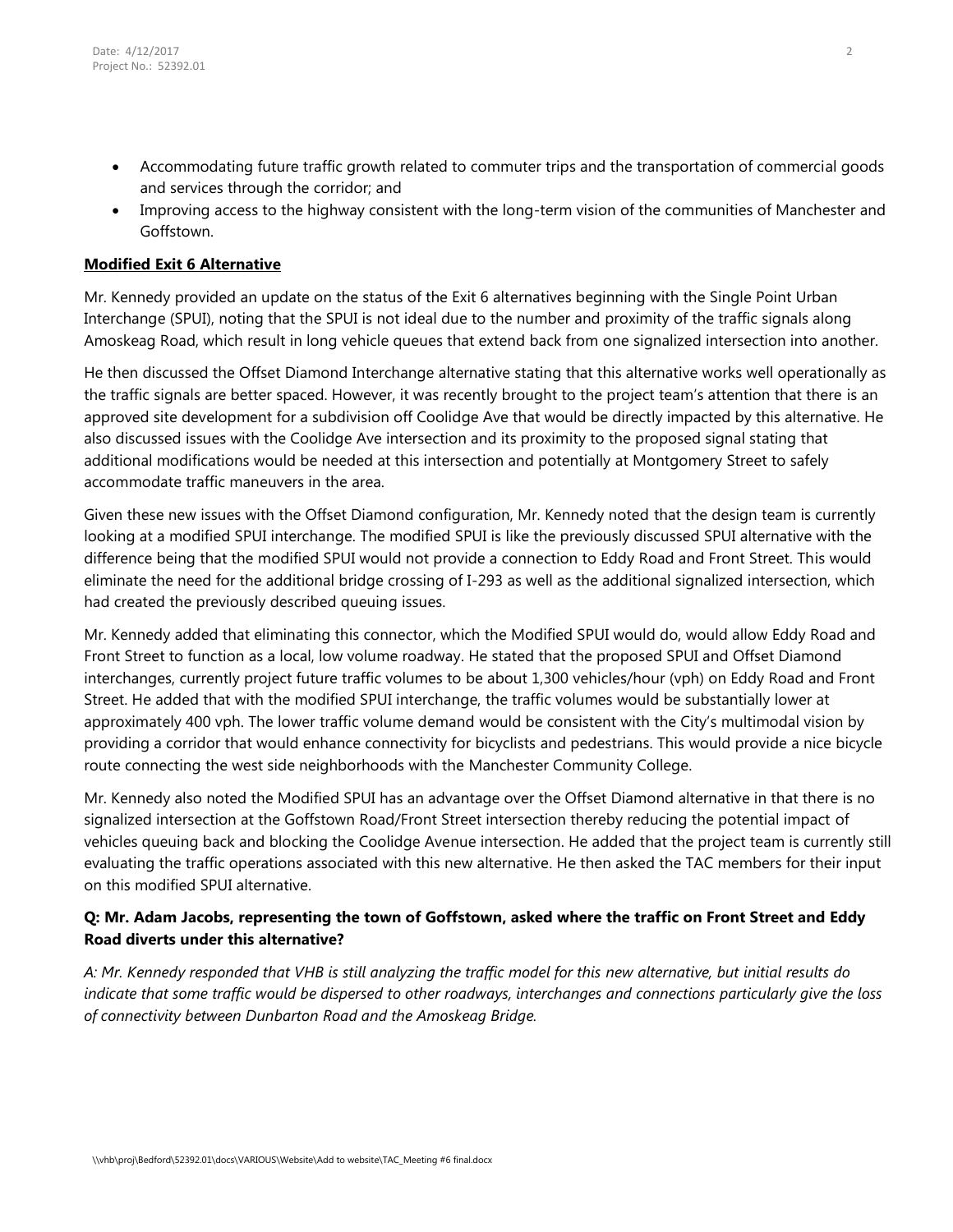- Accommodating future traffic growth related to commuter trips and the transportation of commercial goods and services through the corridor; and
- Improving access to the highway consistent with the long-term vision of the communities of Manchester and Goffstown.

**Modified Exit 6 Alternative**

Mr. Kennedy provided an update on the status of the Exit 6 alternatives beginning with the Single Point Urban Interchange (SPUI), noting that the SPUI is not ideal due to the number and proximity of the traffic signals along Amoskeag Road, which result in long vehicle queues that extend back from one signalized intersection into another.

He then discussed the Offset Diamond Interchange alternative stating that this alternative works well operationally as the traffic signals are better spaced. However, it was recently brought to the project team's attention that there is an approved site development for a subdivision off Coolidge Ave that would be directly impacted by this alternative. He also discussed issues with the Coolidge Ave intersection and its proximity to the proposed signal stating that additional modifications would be needed at this intersection and potentially at Montgomery Street to safely accommodate traffic maneuvers in the area.

Given these new issues with the Offset Diamond configuration, Mr. Kennedy noted that the design team is currently looking at a modified SPUI interchange. The modified SPUI is like the previously discussed SPUI alternative with the difference being that the modified SPUI would not provide a connection to Eddy Road and Front Street. This would eliminate the need for the additional bridge crossing of I-293 as well as the additional signalized intersection, which had created the previously described queuing issues.

Mr. Kennedy added that eliminating this connector, which the Modified SPUI would do, would allow Eddy Road and Front Street to function as a local, low volume roadway. He stated that the proposed SPUI and Offset Diamond interchanges, currently project future traffic volumes to be about 1,300 vehicles/hour (vph) on Eddy Road and Front Street. He added that with the modified SPUI interchange, the traffic volumes would be substantially lower at approximately 400 vph. The lower traffic volume demand would be consistent with the City's multimodal vision by providing a corridor that would enhance connectivity for bicyclists and pedestrians. This would provide a nice bicycle route connecting the west side neighborhoods with the Manchester Community College.

Mr. Kennedy also noted the Modified SPUI has an advantage over the Offset Diamond alternative in that there is no signalized intersection at the Goffstown Road/Front Street intersection thereby reducing the potential impact of vehicles queuing back and blocking the Coolidge Avenue intersection. He added that the project team is currently still evaluating the traffic operations associated with this new alternative. He then asked the TAC members for their input on this modified SPUI alternative.

**Q: Mr. Adam Jacobs, representing the town of Goffstown, asked where the traffic on Front Street and Eddy Road diverts under this alternative?**

*A: Mr. Kennedy responded that VHB is still analyzing the traffic model for this new alternative, but initial results do indicate that some traffic would be dispersed to other roadways, interchanges and connections particularly give the loss of connectivity between Dunbarton Road and the Amoskeag Bridge.*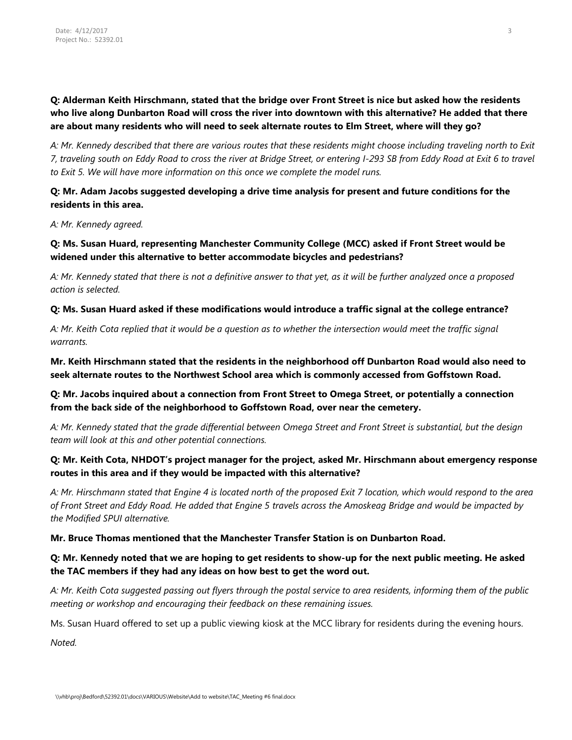**Q: Alderman Keith Hirschmann, stated that the bridge over Front Street is nice but asked how the residents who live along Dunbarton Road will cross the river into downtown with this alternative? He added that there are about many residents who will need to seek alternate routes to Elm Street, where will they go?**

*A: Mr. Kennedy described that there are various routes that these residents might choose including traveling north to Exit 7, traveling south on Eddy Road to cross the river at Bridge Street, or entering I-293 SB from Eddy Road at Exit 6 to travel to Exit 5. We will have more information on this once we complete the model runs.*

**Q: Mr. Adam Jacobs suggested developing a drive time analysis for present and future conditions for the residents in this area.**

*A: Mr. Kennedy agreed.*

**Q: Ms. Susan Huard, representing Manchester Community College (MCC) asked if Front Street would be widened under this alternative to better accommodate bicycles and pedestrians?**

*A: Mr. Kennedy stated that there is not a definitive answer to that yet, as it will be further analyzed once a proposed action is selected.*

**Q: Ms. Susan Huard asked if these modifications would introduce a traffic signal at the college entrance?**

*A: Mr. Keith Cota replied that it would be a question as to whether the intersection would meet the traffic signal warrants.*

**Mr. Keith Hirschmann stated that the residents in the neighborhood off Dunbarton Road would also need to seek alternate routes to the Northwest School area which is commonly accessed from Goffstown Road.**

**Q: Mr. Jacobs inquired about a connection from Front Street to Omega Street, or potentially a connection from the back side of the neighborhood to Goffstown Road, over near the cemetery.**

*A: Mr. Kennedy stated that the grade differential between Omega Street and Front Street is substantial, but the design team will look at this and other potential connections.*

**Q: Mr. Keith Cota, NHDOT's project manager for the project, asked Mr. Hirschmann about emergency response routes in this area and if they would be impacted with this alternative?**

*A: Mr. Hirschmann stated that Engine 4 is located north of the proposed Exit 7 location, which would respond to the area of Front Street and Eddy Road. He added that Engine 5 travels across the Amoskeag Bridge and would be impacted by the Modified SPUI alternative.*

**Mr. Bruce Thomas mentioned that the Manchester Transfer Station is on Dunbarton Road.**

**Q: Mr. Kennedy noted that we are hoping to get residents to show-up for the next public meeting. He asked the TAC members if they had any ideas on how best to get the word out.**

*A: Mr. Keith Cota suggested passing out flyers through the postal service to area residents, informing them of the public meeting or workshop and encouraging their feedback on these remaining issues.*

Ms. Susan Huard offered to set up a public viewing kiosk at the MCC library for residents during the evening hours.

*Noted.*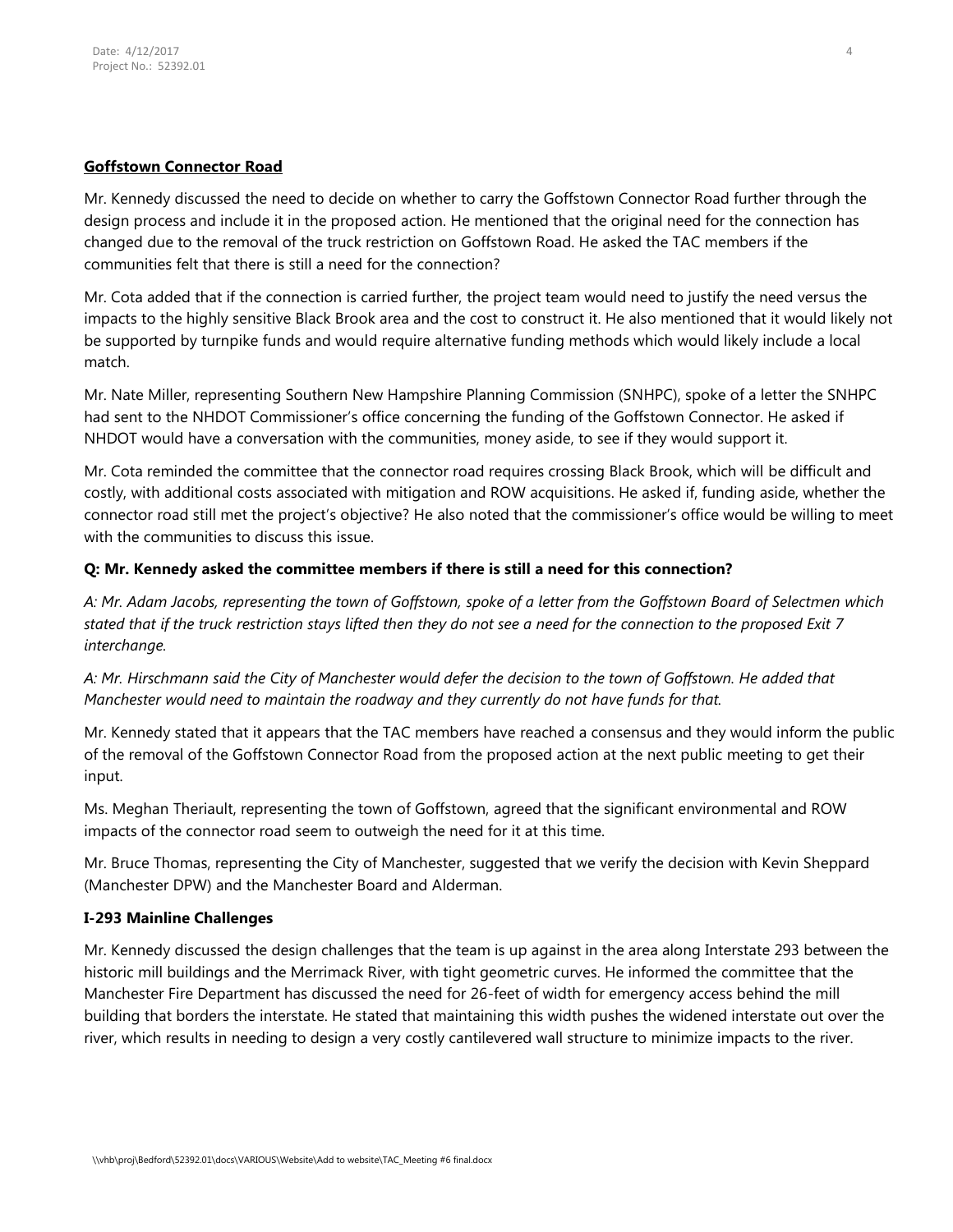**Goffstown Connector Road**

Mr. Kennedy discussed the need to decide on whether to carry the Goffstown Connector Road further through the design process and include it in the proposed action. He mentioned that the original need for the connection has changed due to the removal of the truck restriction on Goffstown Road. He asked the TAC members if the communities felt that there is still a need for the connection?

Mr. Cota added that if the connection is carried further, the project team would need to justify the need versus the impacts to the highly sensitive Black Brook area and the cost to construct it. He also mentioned that it would likely not be supported by turnpike funds and would require alternative funding methods which would likely include a local match.

Mr. Nate Miller, representing Southern New Hampshire Planning Commission (SNHPC), spoke of a letter the SNHPC had sent to the NHDOT Commissioner's office concerning the funding of the Goffstown Connector. He asked if NHDOT would have a conversation with the communities, money aside, to see if they would support it.

Mr. Cota reminded the committee that the connector road requires crossing Black Brook, which will be difficult and costly, with additional costs associated with mitigation and ROW acquisitions. He asked if, funding aside, whether the connector road still met the project's objective? He also noted that the commissioner's office would be willing to meet with the communities to discuss this issue.

**Q: Mr. Kennedy asked the committee members if there is still a need for this connection?**

*A: Mr. Adam Jacobs, representing the town of Goffstown, spoke of a letter from the Goffstown Board of Selectmen which stated that if the truck restriction stays lifted then they do not see a need for the connection to the proposed Exit 7 interchange.*

*A: Mr. Hirschmann said the City of Manchester would defer the decision to the town of Goffstown. He added that Manchester would need to maintain the roadway and they currently do not have funds for that.*

Mr. Kennedy stated that it appears that the TAC members have reached a consensus and they would inform the public of the removal of the Goffstown Connector Road from the proposed action at the next public meeting to get their input.

Ms. Meghan Theriault, representing the town of Goffstown, agreed that the significant environmental and ROW impacts of the connector road seem to outweigh the need for it at this time.

Mr. Bruce Thomas, representing the City of Manchester, suggested that we verify the decision with Kevin Sheppard (Manchester DPW) and the Manchester Board and Alderman.

**I-293 Mainline Challenges**

Mr. Kennedy discussed the design challenges that the team is up against in the area along Interstate 293 between the historic mill buildings and the Merrimack River, with tight geometric curves. He informed the committee that the Manchester Fire Department has discussed the need for 26-feet of width for emergency access behind the mill building that borders the interstate. He stated that maintaining this width pushes the widened interstate out over the river, which results in needing to design a very costly cantilevered wall structure to minimize impacts to the river.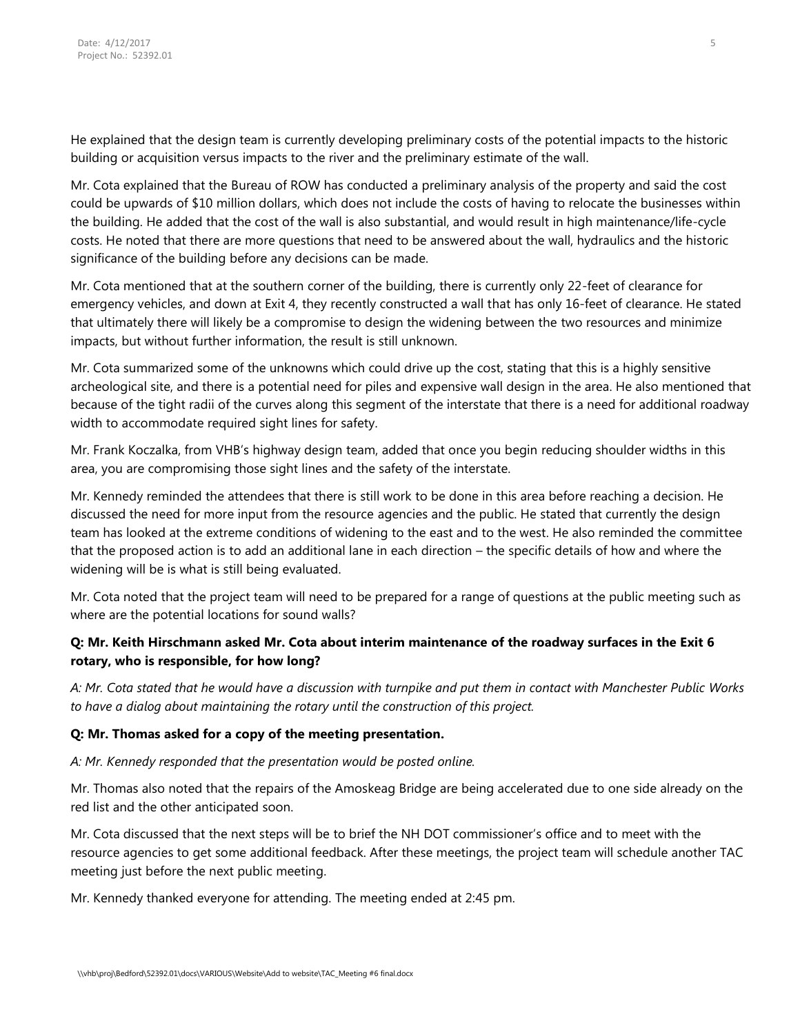He explained that the design team is currently developing preliminary costs of the potential impacts to the historic building or acquisition versus impacts to the river and the preliminary estimate of the wall.

Mr. Cota explained that the Bureau of ROW has conducted a preliminary analysis of the property and said the cost could be upwards of $10 million dollars, which does not include the costs of having to relocate the businesses within the building. He added that the cost of the wall is also substantial, and would result in high maintenance/life-cycle costs. He noted that there are more questions that need to be answered about the wall, hydraulics and the historic significance of the building before any decisions can be made.

Mr. Cota mentioned that at the southern corner of the building, there is currently only 22-feet of clearance for emergency vehicles, and down at Exit 4, they recently constructed a wall that has only 16-feet of clearance. He stated that ultimately there will likely be a compromise to design the widening between the two resources and minimize impacts, but without further information, the result is still unknown.

Mr. Cota summarized some of the unknowns which could drive up the cost, stating that this is a highly sensitive archeological site, and there is a potential need for piles and expensive wall design in the area. He also mentioned that because of the tight radii of the curves along this segment of the interstate that there is a need for additional roadway width to accommodate required sight lines for safety.

Mr. Frank Koczalka, from VHB's highway design team, added that once you begin reducing shoulder widths in this area, you are compromising those sight lines and the safety of the interstate.

Mr. Kennedy reminded the attendees that there is still work to be done in this area before reaching a decision. He discussed the need for more input from the resource agencies and the public. He stated that currently the design team has looked at the extreme conditions of widening to the east and to the west. He also reminded the committee that the proposed action is to add an additional lane in each direction – the specific details of how and where the widening will be is what is still being evaluated.

Mr. Cota noted that the project team will need to be prepared for a range of questions at the public meeting such as where are the potential locations for sound walls?

**Q: Mr. Keith Hirschmann asked Mr. Cota about interim maintenance of the roadway surfaces in the Exit 6 rotary, who is responsible, for how long?**

*A: Mr. Cota stated that he would have a discussion with turnpike and put them in contact with Manchester Public Works to have a dialog about maintaining the rotary until the construction of this project.*

**Q: Mr. Thomas asked for a copy of the meeting presentation.**

*A: Mr. Kennedy responded that the presentation would be posted online.*

Mr. Thomas also noted that the repairs of the Amoskeag Bridge are being accelerated due to one side already on the red list and the other anticipated soon.

Mr. Cota discussed that the next steps will be to brief the NH DOT commissioner's office and to meet with the resource agencies to get some additional feedback. After these meetings, the project team will schedule another TAC meeting just before the next public meeting.

Mr. Kennedy thanked everyone for attending. The meeting ended at 2:45 pm.